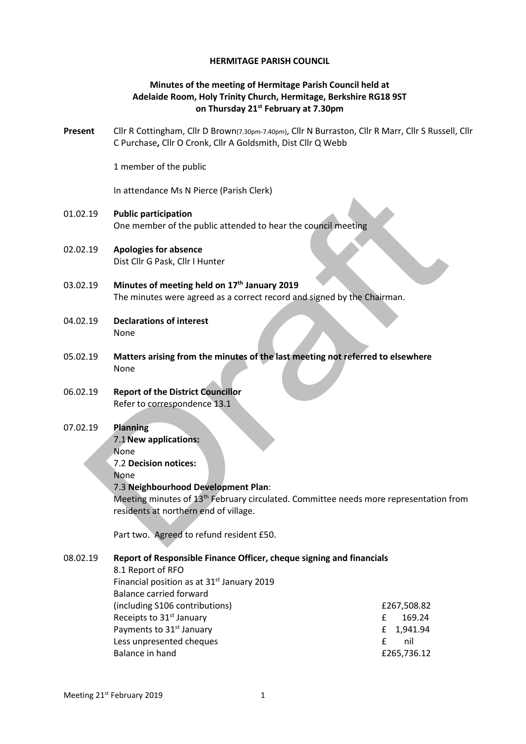# HERMITAGE PARISH COUNCIL

## Minutes of the meeting of Hermitage Parish Council held at Adelaide Room, Holy Trinity Church, Hermitage, Berkshire RG18 9ST on Thursday 21st February at 7.30pm

**Present** Cllr R Cottingham, Cllr D Brown(7.30pm-7.40pm), Cllr N Burraston, Cllr R Marr, Cllr S Russell, Cllr C Purchase**,** Cllr O Cronk, Cllr A Goldsmith, Dist Cllr Q Webb

1 member of the public

In attendance Ms N Pierce (Parish Clerk)

01.02.19 **Public participation**
One member of the public attended to hear the council meeting

02.02.19 **Apologies for absence**
Dist Cllr G Pask, Cllr I Hunter

03.02.19 **Minutes of meeting held on 17th January 2019**
The minutes were agreed as a correct record and signed by the Chairman.

04.02.19 **Declarations of interest**
None

05.02.19 **Matters arising from the minutes of the last meeting not referred to elsewhere**
None

06.02.19 **Report of the District Councillor**
Refer to correspondence 13.1

07.02.19 **Planning**

7.1 **New applications:**
None

7.2 **Decision notices:**
None

7.3 **Neighbourhood Development Plan**:
Meeting minutes of 13th February circulated. Committee needs more representation from residents at northern end of village.

Part two. Agreed to refund resident £50.

08.02.19 **Report of Responsible Finance Officer, cheque signing and financials**

8.1 Report of RFO
Financial position as at 31st January 2019

| | |
|---|---|
| Balance carried forward (including S106 contributions) | £267,508.82 |
| Receipts to 31st January | £ 169.24 |
| Payments to 31st January | £ 1,941.94 |
| Less unpresented cheques | £ nil |
| Balance in hand | £265,736.12 |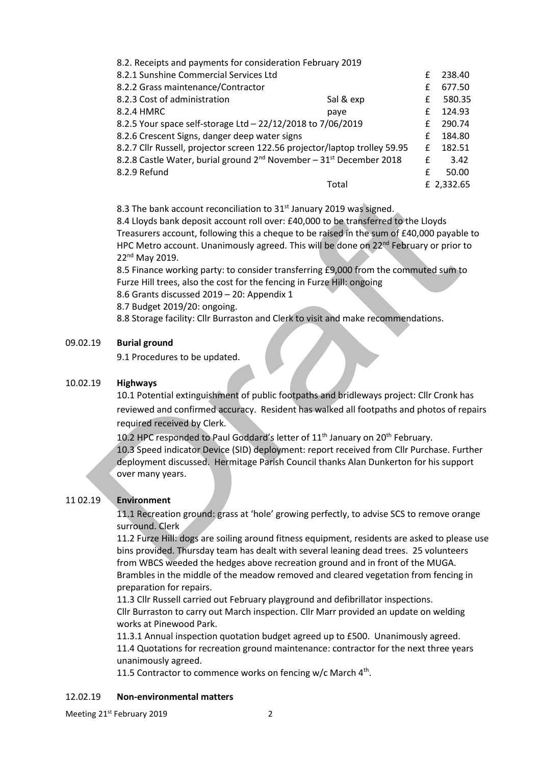8.2. Receipts and payments for consideration February 2019

| | | | |
|---|---|---|---|
| 8.2.1 Sunshine Commercial Services Ltd | | £ | 238.40 |
| 8.2.2 Grass maintenance/Contractor | | £ | 677.50 |
| 8.2.3 Cost of administration | Sal & exp | £ | 580.35 |
| 8.2.4 HMRC | paye | £ | 124.93 |
| 8.2.5 Your space self-storage Ltd – 22/12/2018 to 7/06/2019 | | £ | 290.74 |
| 8.2.6 Crescent Signs, danger deep water signs | | £ | 184.80 |
| 8.2.7 Cllr Russell, projector screen 122.56 projector/laptop trolley 59.95 | | £ | 182.51 |
| 8.2.8 Castle Water, burial ground 2nd November – 31st December 2018 | | £ | 3.42 |
| 8.2.9 Refund | | £ | 50.00 |
| | Total | | £ 2,332.65 |

8.3 The bank account reconciliation to 31st January 2019 was signed.

8.4 Lloyds bank deposit account roll over: £40,000 to be transferred to the Lloyds Treasurers account, following this a cheque to be raised in the sum of £40,000 payable to HPC Metro account. Unanimously agreed. This will be done on 22nd February or prior to 22nd May 2019.

8.5 Finance working party: to consider transferring £9,000 from the commuted sum to Furze Hill trees, also the cost for the fencing in Furze Hill: ongoing

8.6 Grants discussed 2019 – 20: Appendix 1

8.7 Budget 2019/20: ongoing.

8.8 Storage facility: Cllr Burraston and Clerk to visit and make recommendations.

09.02.19 **Burial ground**

9.1 Procedures to be updated.

10.02.19 **Highways**

10.1 Potential extinguishment of public footpaths and bridleways project: Cllr Cronk has reviewed and confirmed accuracy. Resident has walked all footpaths and photos of repairs required received by Clerk.

10.2 HPC responded to Paul Goddard's letter of 11th January on 20th February.

10.3 Speed indicator Device (SID) deployment: report received from Cllr Purchase. Further deployment discussed. Hermitage Parish Council thanks Alan Dunkerton for his support over many years.

11 02.19 **Environment**

11.1 Recreation ground: grass at 'hole' growing perfectly, to advise SCS to remove orange surround. Clerk

11.2 Furze Hill: dogs are soiling around fitness equipment, residents are asked to please use bins provided. Thursday team has dealt with several leaning dead trees. 25 volunteers from WBCS weeded the hedges above recreation ground and in front of the MUGA. Brambles in the middle of the meadow removed and cleared vegetation from fencing in preparation for repairs.

11.3 Cllr Russell carried out February playground and defibrillator inspections. Cllr Burraston to carry out March inspection. Cllr Marr provided an update on welding works at Pinewood Park.

11.3.1 Annual inspection quotation budget agreed up to £500. Unanimously agreed.

11.4 Quotations for recreation ground maintenance: contractor for the next three years unanimously agreed.

11.5 Contractor to commence works on fencing w/c March 4th.

12.02.19 **Non-environmental matters**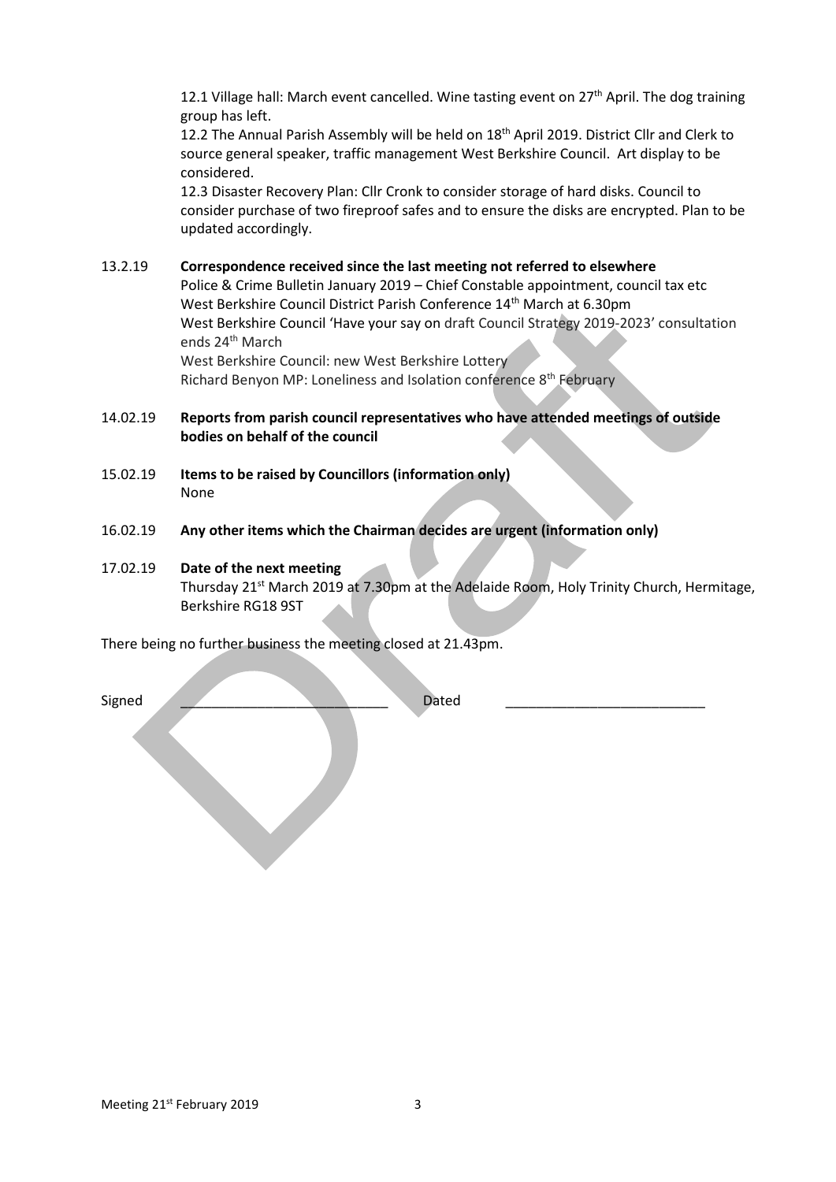12.1 Village hall: March event cancelled. Wine tasting event on 27th April. The dog training group has left.

12.2 The Annual Parish Assembly will be held on 18th April 2019. District Cllr and Clerk to source general speaker, traffic management West Berkshire Council. Art display to be considered.

12.3 Disaster Recovery Plan: Cllr Cronk to consider storage of hard disks. Council to consider purchase of two fireproof safes and to ensure the disks are encrypted. Plan to be updated accordingly.

13.2.19 **Correspondence received since the last meeting not referred to elsewhere**

Police & Crime Bulletin January 2019 – Chief Constable appointment, council tax etc
West Berkshire Council District Parish Conference 14th March at 6.30pm
West Berkshire Council 'Have your say on draft Council Strategy 2019-2023' consultation ends 24th March
West Berkshire Council: new West Berkshire Lottery
Richard Benyon MP: Loneliness and Isolation conference 8th February

14.02.19 **Reports from parish council representatives who have attended meetings of outside bodies on behalf of the council**

15.02.19 **Items to be raised by Councillors (information only)**

None

16.02.19 **Any other items which the Chairman decides are urgent (information only)**

17.02.19 **Date of the next meeting**

Thursday 21st March 2019 at 7.30pm at the Adelaide Room, Holy Trinity Church, Hermitage, Berkshire RG18 9ST

There being no further business the meeting closed at 21.43pm.

Signed \_\_\_\_\_\_\_\_\_\_\_\_\_\_\_\_\_\_\_\_\_\_\_\_\_\_\_\_ Dated \_\_\_\_\_\_\_\_\_\_\_\_\_\_\_\_\_\_\_\_\_\_\_\_\_\_\_\_

Meeting 21st February 2019